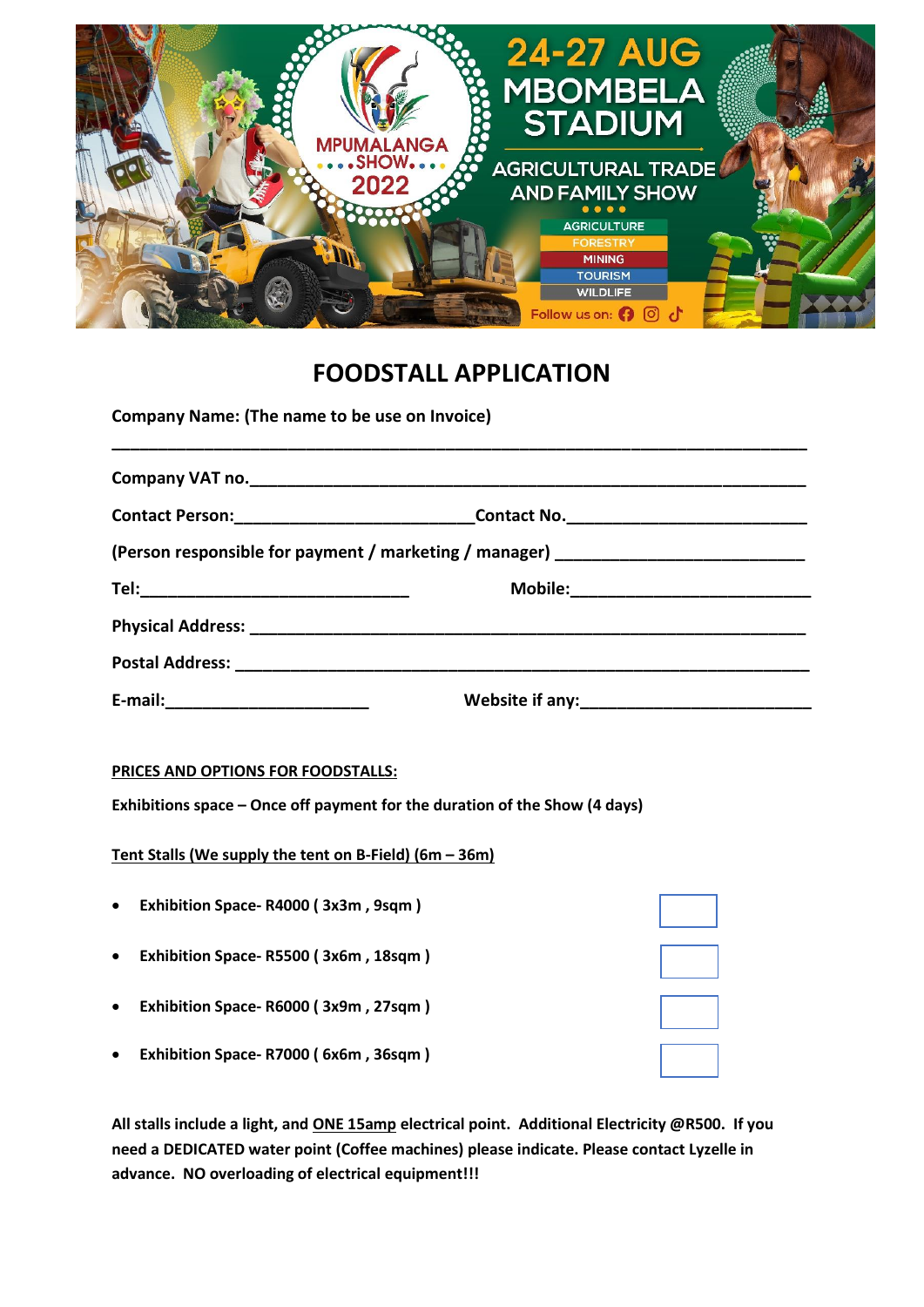# FOODSTALL APPLICATION

**Company Name: (The name to be use on Invoice)**

**________________________________________________________________________**

**Company VAT no.________________________________________________________**

**Contact Person:_________________________Contact No.________________________**

**(Person responsible for payment / marketing / manager) _________________________**

**Tel:____________________________ Mobile:_________________________**

**Physical Address: _________________________________________________________**

**Postal Address: __________________________________________________________**

**E-mail:______________________ Website if any:________________________**

**PRICES AND OPTIONS FOR FOODSTALLS:**

**Exhibitions space – Once off payment for the duration of the Show (4 days)**

**Tent Stalls (We supply the tent on B-Field) (6m – 36m)**

- **Exhibition Space- R4000 ( 3x3m , 9sqm )** ☐
- **Exhibition Space- R5500 ( 3x6m , 18sqm )** ☐
- **Exhibition Space- R6000 ( 3x9m , 27sqm )** ☐
- **Exhibition Space- R7000 ( 6x6m , 36sqm )** ☐

**All stalls include a light, and ONE 15amp electrical point. Additional Electricity @R500. If you need a DEDICATED water point (Coffee machines) please indicate. Please contact Lyzelle in advance. NO overloading of electrical equipment!!!**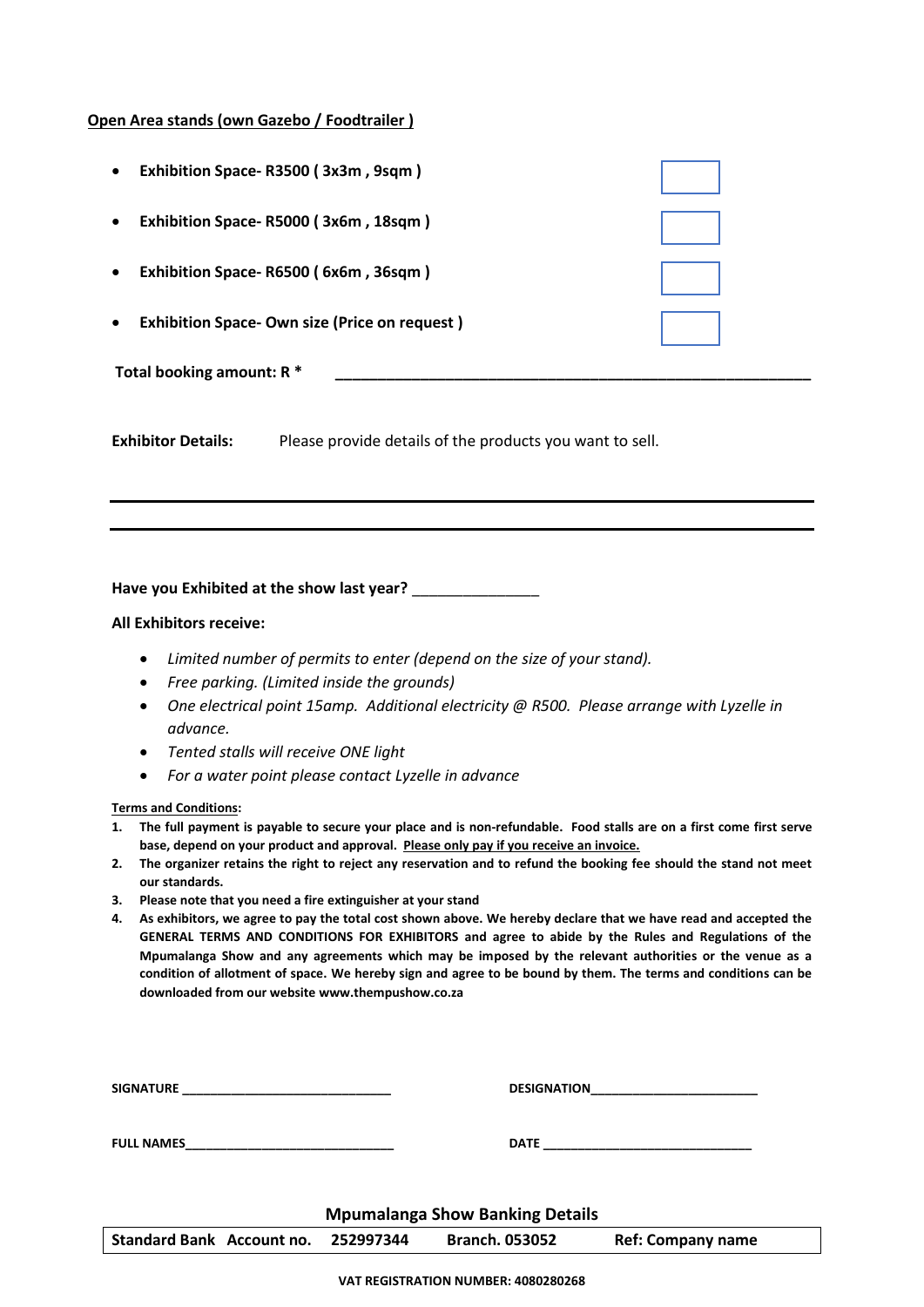**Open Area stands (own Gazebo / Foodtrailer )**

- **Exhibition Space- R3500 ( 3x3m , 9sqm )** ☐
- **Exhibition Space- R5000 ( 3x6m , 18sqm )** ☐
- **Exhibition Space- R6500 ( 6x6m , 36sqm )** ☐
- **Exhibition Space- Own size (Price on request )** ☐

**Total booking amount: R *** ____________________________________________________________

**Exhibitor Details:** Please provide details of the products you want to sell.

______________________________________________________________________

______________________________________________________________________

**Have you Exhibited at the show last year?** _______________

**All Exhibitors receive:**

- *Limited number of permits to enter (depend on the size of your stand).*
- *Free parking. (Limited inside the grounds)*
- *One electrical point 15amp. Additional electricity @ R500. Please arrange with Lyzelle in advance.*
- *Tented stalls will receive ONE light*
- *For a water point please contact Lyzelle in advance*

**Terms and Conditions:**

1. **The full payment is payable to secure your place and is non-refundable. Food stalls are on a first come first serve base, depend on your product and approval. Please only pay if you receive an invoice.**
2. **The organizer retains the right to reject any reservation and to refund the booking fee should the stand not meet our standards.**
3. **Please note that you need a fire extinguisher at your stand**
4. **As exhibitors, we agree to pay the total cost shown above. We hereby declare that we have read and accepted the GENERAL TERMS AND CONDITIONS FOR EXHIBITORS and agree to abide by the Rules and Regulations of the Mpumalanga Show and any agreements which may be imposed by the relevant authorities or the venue as a condition of allotment of space. We hereby sign and agree to be bound by them. The terms and conditions can be downloaded from our website www.thempushow.co.za**

**SIGNATURE** ______________________________ **DESIGNATION**________________________

**FULL NAMES**______________________________ **DATE** ______________________________

**Mpumalanga Show Banking Details**

| | | | | |
|---|---|---|---|---|
| **Standard Bank** | **Account no.** | **252997344** | **Branch. 053052** | **Ref: Company name** |

**VAT REGISTRATION NUMBER: 4080280268**